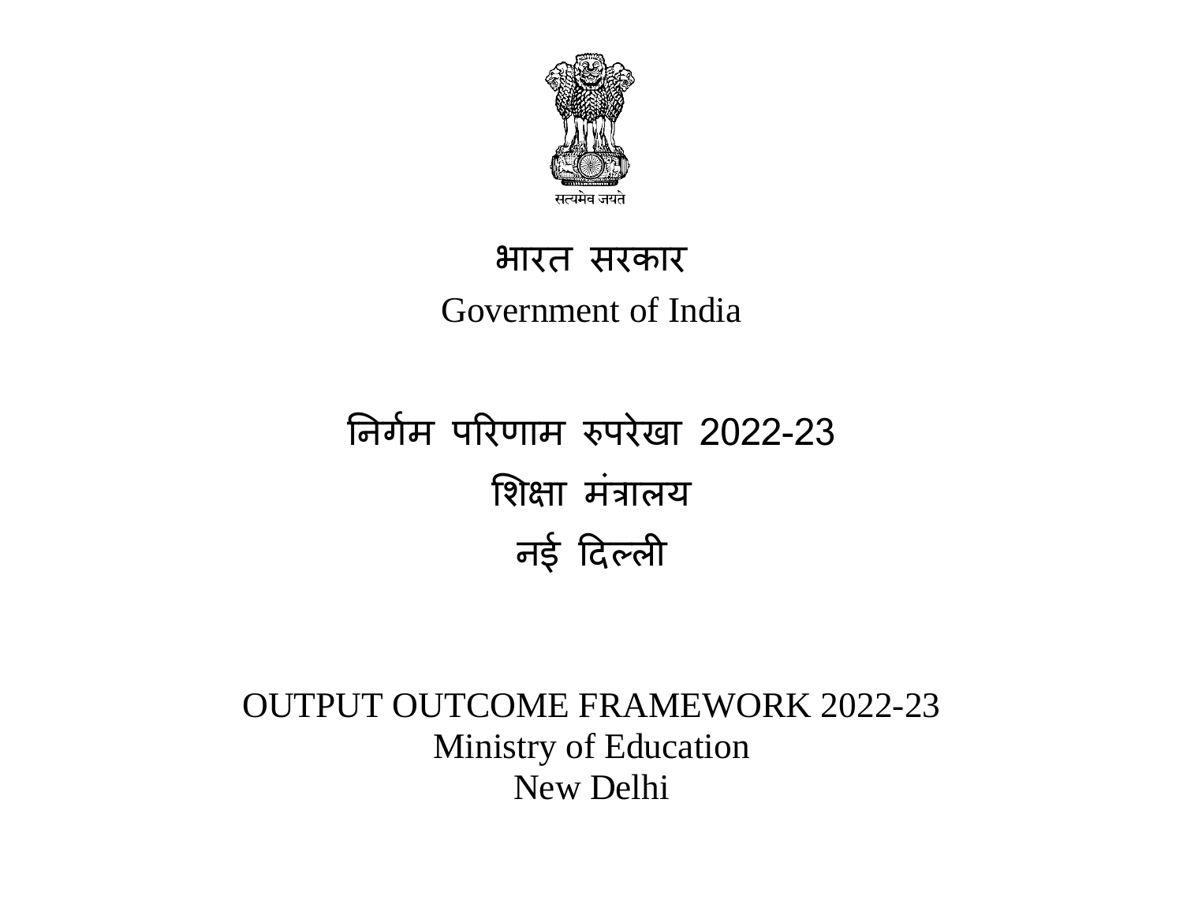सत्यमेव जयते

# भारत सरकार

# Government of India

## निर्गम परिणाम रुपरेखा 2022-23

## शिक्षा मंत्रालय

## नई दिल्ली

# OUTPUT OUTCOME FRAMEWORK 2022-23

## Ministry of Education

## New Delhi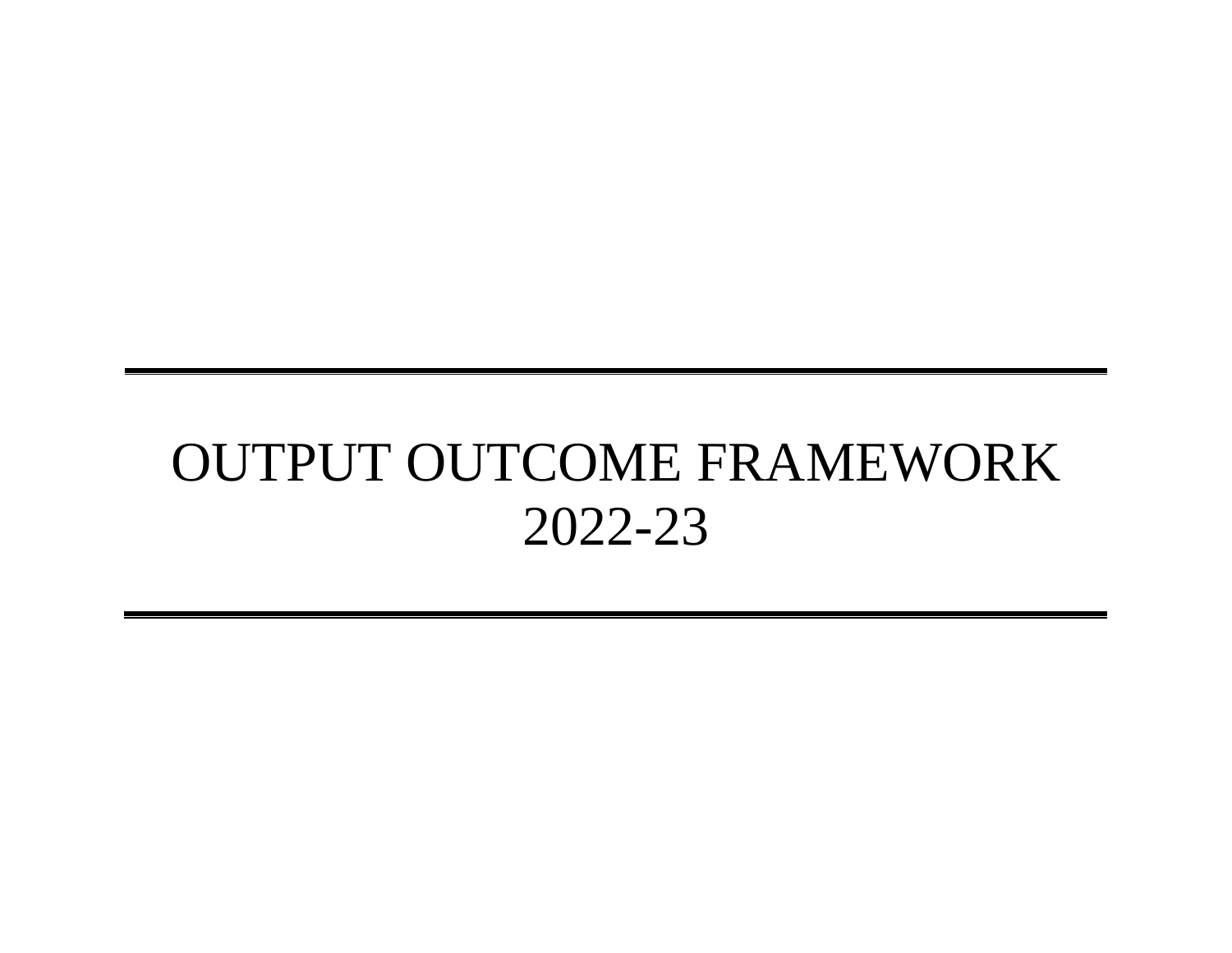# OUTPUT OUTCOME FRAMEWORK 2022-23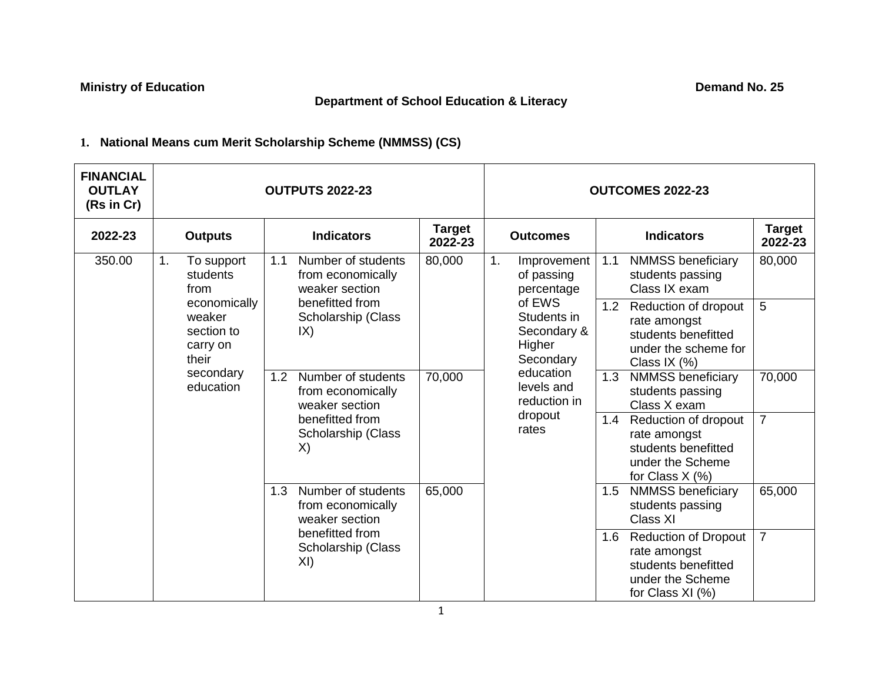**Ministry of Education** **Demand No. 25**

**Department of School Education & Literacy**

## 1. National Means cum Merit Scholarship Scheme (NMMSS) (CS)

| FINANCIAL OUTLAY (Rs in Cr) | OUTPUTS 2022-23 | | | OUTCOMES 2022-23 | | |
|---|---|---|---|---|---|---|
| **2022-23** | **Outputs** | **Indicators** | **Target 2022-23** | **Outcomes** | **Indicators** | **Target 2022-23** |
| 350.00 | 1. To support students from economically weaker section to carry on their secondary education | 1.1 Number of students from economically weaker section benefitted from Scholarship (Class IX) | 80,000 | 1. Improvement of passing percentage of EWS Students in Secondary & Higher Secondary education levels and reduction in dropout rates | 1.1 NMMSS beneficiary students passing Class IX exam | 80,000 |
| | | | | | 1.2 Reduction of dropout rate amongst students benefitted under the scheme for Class IX (%) | 5 |
| | | 1.2 Number of students from economically weaker section benefitted from Scholarship (Class X) | 70,000 | | 1.3 NMMSS beneficiary students passing Class X exam | 70,000 |
| | | | | | 1.4 Reduction of dropout rate amongst students benefitted under the Scheme for Class X (%) | 7 |
| | | 1.3 Number of students from economically weaker section benefitted from Scholarship (Class XI) | 65,000 | | 1.5 NMMSS beneficiary students passing Class XI | 65,000 |
| | | | | | 1.6 Reduction of Dropout rate amongst students benefitted under the Scheme for Class XI (%) | 7 |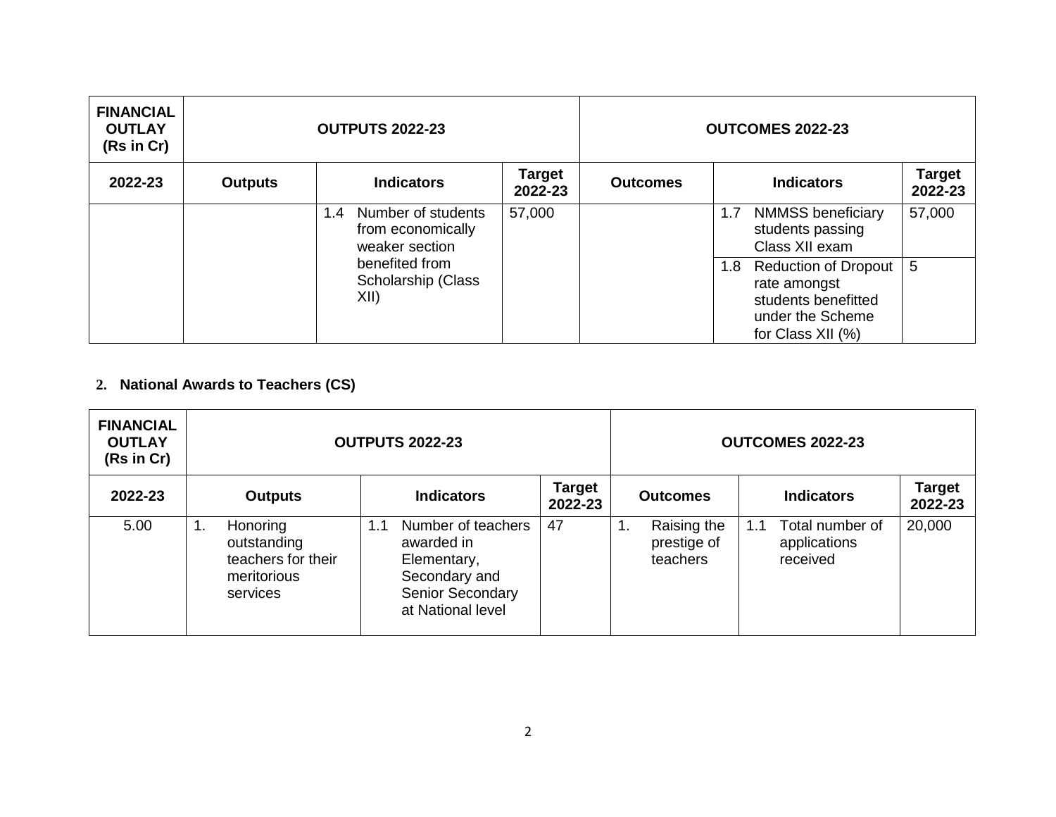| FINANCIAL OUTLAY (Rs in Cr) | OUTPUTS 2022-23 | | | OUTCOMES 2022-23 | | |
|---|---|---|---|---|---|---|
| 2022-23 | Outputs | Indicators | Target 2022-23 | Outcomes | Indicators | Target 2022-23 |
| | | 1.4 Number of students from economically weaker section benefited from Scholarship (Class XII) | 57,000 | | 1.7 NMMSS beneficiary students passing Class XII exam | 57,000 |
| | | | | | 1.8 Reduction of Dropout rate amongst students benefitted under the Scheme for Class XII (%) | 5 |

## 2. National Awards to Teachers (CS)

| FINANCIAL OUTLAY (Rs in Cr) | OUTPUTS 2022-23 | | | OUTCOMES 2022-23 | | |
|---|---|---|---|---|---|---|
| 2022-23 | Outputs | Indicators | Target 2022-23 | Outcomes | Indicators | Target 2022-23 |
| 5.00 | 1. Honoring outstanding teachers for their meritorious services | 1.1 Number of teachers awarded in Elementary, Secondary and Senior Secondary at National level | 47 | 1. Raising the prestige of teachers | 1.1 Total number of applications received | 20,000 |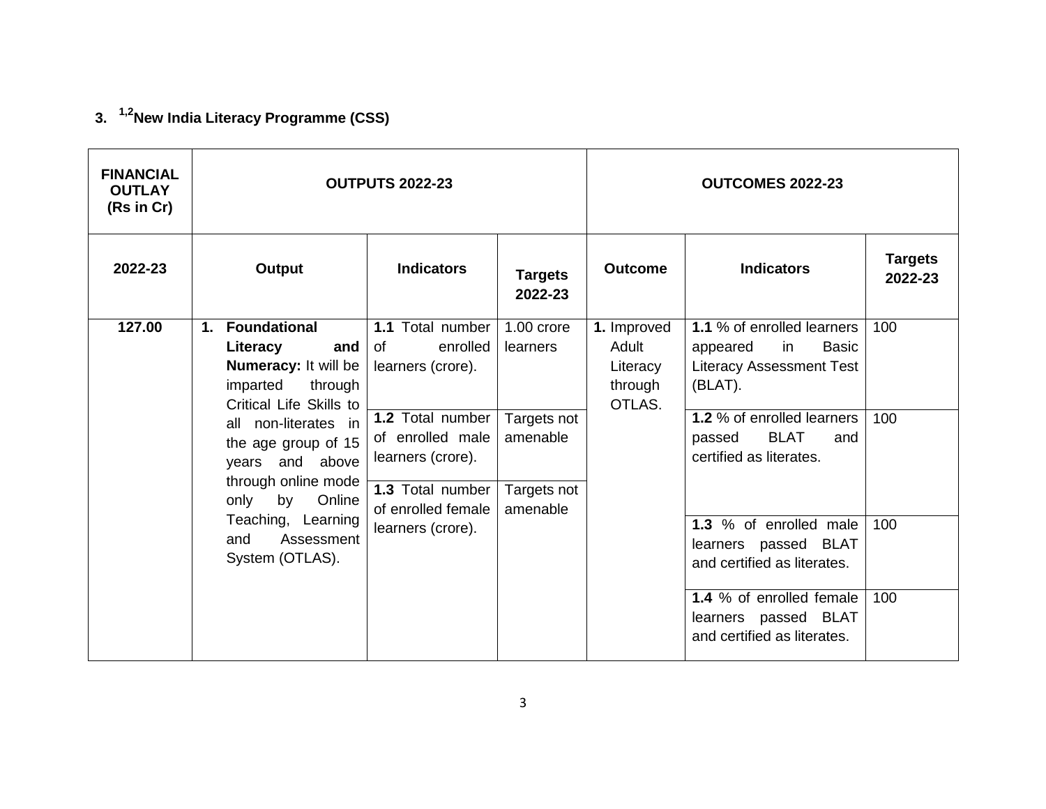### 3. [1,2]New India Literacy Programme (CSS)

| FINANCIAL OUTLAY (Rs in Cr) | OUTPUTS 2022-23 | | | OUTCOMES 2022-23 | | |
|---|---|---|---|---|---|---|
| 2022-23 | Output | Indicators | Targets 2022-23 | Outcome | Indicators | Targets 2022-23 |
| 127.00 | 1. **Foundational Literacy and Numeracy:** It will be imparted through Critical Life Skills to all non-literates in the age group of 15 years and above through online mode only by Online Teaching, Learning and Assessment System (OTLAS). | **1.1** Total number of enrolled learners (crore). | 1.00 crore learners | **1.** Improved Adult Literacy through OTLAS. | **1.1** % of enrolled learners appeared in Basic Literacy Assessment Test (BLAT). | 100 |
| | | **1.2** Total number of enrolled male learners (crore). | Targets not amenable | | **1.2** % of enrolled learners passed BLAT and certified as literates. | 100 |
| | | **1.3** Total number of enrolled female learners (crore). | Targets not amenable | | **1.3** % of enrolled male learners passed BLAT and certified as literates. | 100 |
| | | | | | **1.4** % of enrolled female learners passed BLAT and certified as literates. | 100 |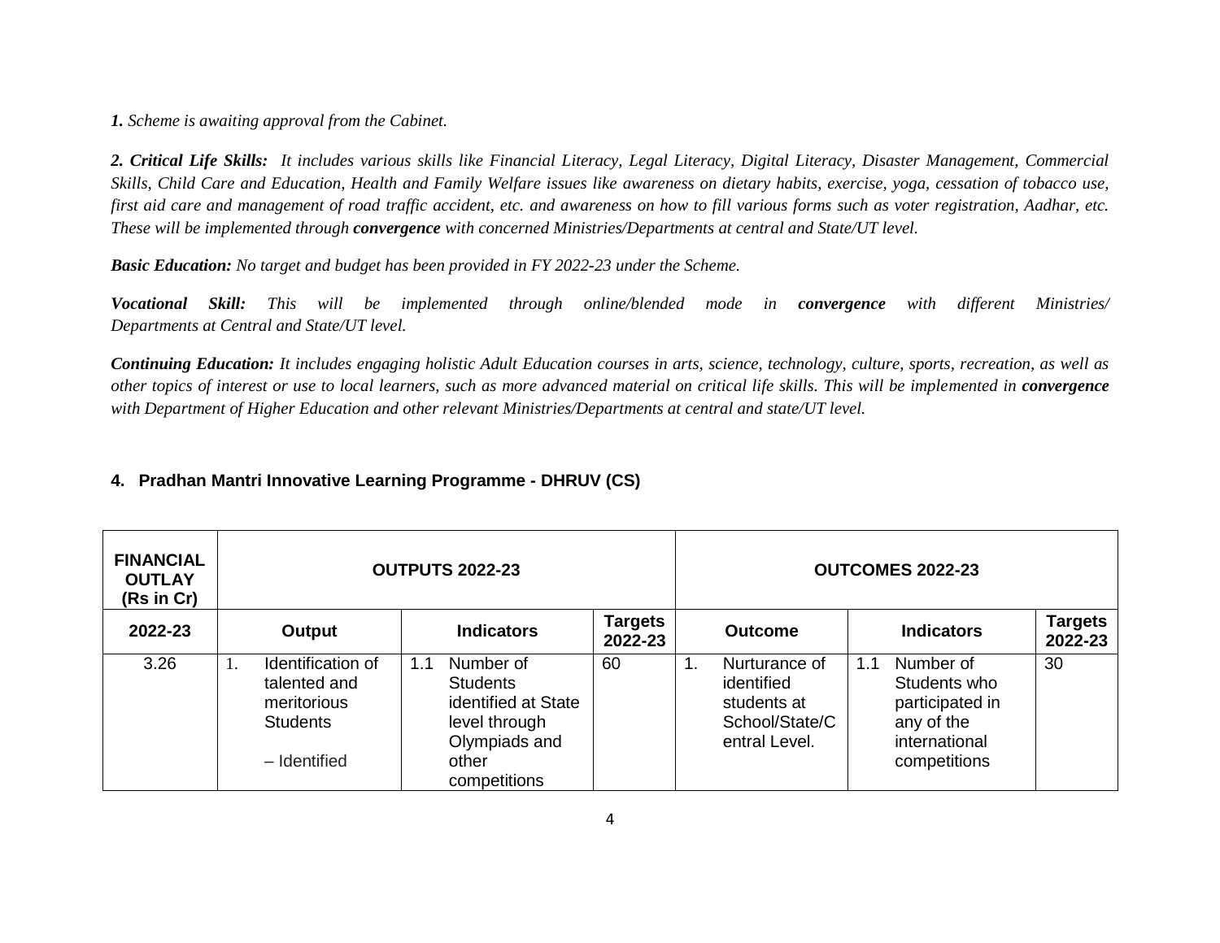***1.** Scheme is awaiting approval from the Cabinet.*

***2. Critical Life Skills:** It includes various skills like Financial Literacy, Legal Literacy, Digital Literacy, Disaster Management, Commercial Skills, Child Care and Education, Health and Family Welfare issues like awareness on dietary habits, exercise, yoga, cessation of tobacco use, first aid care and management of road traffic accident, etc. and awareness on how to fill various forms such as voter registration, Aadhar, etc. These will be implemented through **convergence** with concerned Ministries/Departments at central and State/UT level.*

***Basic Education:** No target and budget has been provided in FY 2022-23 under the Scheme.*

***Vocational Skill:** This will be implemented through online/blended mode in **convergence** with different Ministries/ Departments at Central and State/UT level.*

***Continuing Education:** It includes engaging holistic Adult Education courses in arts, science, technology, culture, sports, recreation, as well as other topics of interest or use to local learners, such as more advanced material on critical life skills. This will be implemented in **convergence** with Department of Higher Education and other relevant Ministries/Departments at central and state/UT level.*

## 4. Pradhan Mantri Innovative Learning Programme - DHRUV (CS)

| FINANCIAL OUTLAY (Rs in Cr) | OUTPUTS 2022-23 | | | OUTCOMES 2022-23 | | |
|---|---|---|---|---|---|---|
| 2022-23 | Output | Indicators | Targets 2022-23 | Outcome | Indicators | Targets 2022-23 |
| 3.26 | 1. Identification of talented and meritorious Students – Identified | 1.1 Number of Students identified at State level through Olympiads and other competitions | 60 | 1. Nurturance of identified students at School/State/Central Level. | 1.1 Number of Students who participated in any of the international competitions | 30 |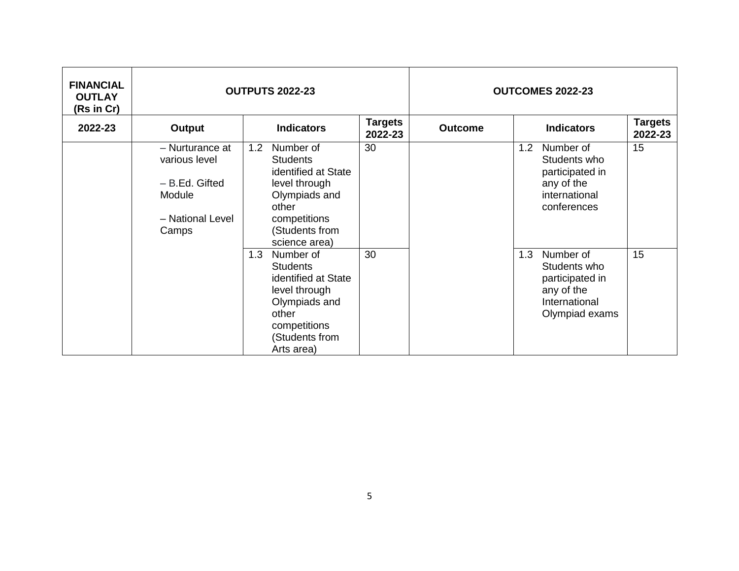| FINANCIAL OUTLAY (Rs in Cr) | OUTPUTS 2022-23 | | | OUTCOMES 2022-23 | | |
|---|---|---|---|---|---|---|
| 2022-23 | Output | Indicators | Targets 2022-23 | Outcome | Indicators | Targets 2022-23 |
| | – Nurturance at various level<br><br>– B.Ed. Gifted Module<br><br>– National Level Camps | 1.2 Number of Students identified at State level through Olympiads and other competitions (Students from science area) | 30 | | 1.2 Number of Students who participated in any of the international conferences | 15 |
| | | 1.3 Number of Students identified at State level through Olympiads and other competitions (Students from Arts area) | 30 | | 1.3 Number of Students who participated in any of the International Olympiad exams | 15 |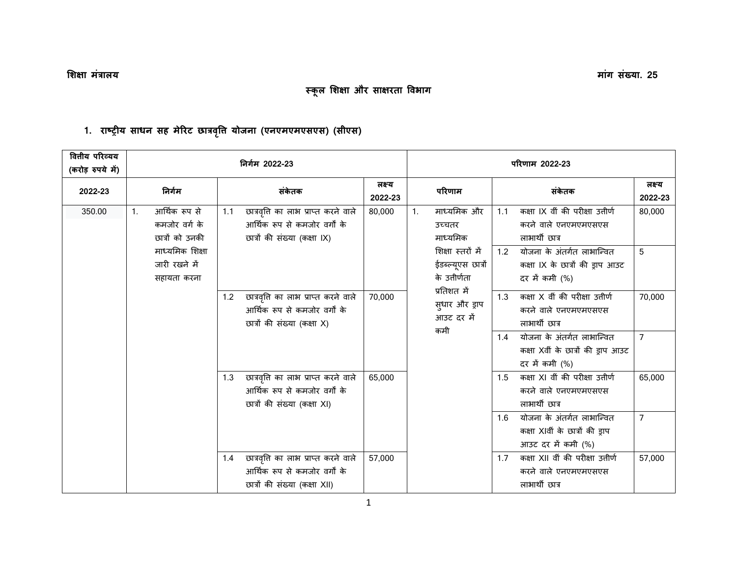**शिक्षा मंत्रालय** **मांग संख्या. 25**

## स्कूल शिक्षा और साक्षरता विभाग

### 1. राष्ट्रीय साधन सह मेरिट छात्रवृत्ति योजना (एनएमएमएसएस) (सीएस)

| वित्तीय परिव्यय (करोड़ रुपये में) | निर्गम 2022-23 | | | परिणाम 2022-23 | | |
|---|---|---|---|---|---|---|
| 2022-23 | निर्गम | संकेतक | लक्ष्य 2022-23 | परिणाम | संकेतक | लक्ष्य 2022-23 |
| 350.00 | 1. आर्थिक रूप से कमजोर वर्ग के छात्रों को उनकी माध्यमिक शिक्षा जारी रखने में सहायता करना | 1.1 छात्रवृत्ति का लाभ प्राप्त करने वाले आर्थिक रूप से कमजोर वर्गों के छात्रों की संख्या (कक्षा IX) | 80,000 | 1. माध्यमिक और उच्चतर माध्यमिक शिक्षा स्तरों में ईडब्ल्यूएस छात्रों के उत्तीर्णता प्रतिशत में सुधार और ड्राप आउट दर में कमी | 1.1 कक्षा IX वीं की परीक्षा उत्तीर्ण करने वाले एनएमएमएसएस लाभार्थी छात्र | 80,000 |
| | | | | | 1.2 योजना के अंतर्गत लाभान्वित कक्षा IX के छात्रों की ड्राप आउट दर में कमी (%) | 5 |
| | | 1.2 छात्रवृत्ति का लाभ प्राप्त करने वाले आर्थिक रूप से कमजोर वर्गों के छात्रों की संख्या (कक्षा X) | 70,000 | | 1.3 कक्षा X वीं की परीक्षा उत्तीर्ण करने वाले एनएमएमएसएस लाभार्थी छात्र | 70,000 |
| | | | | | 1.4 योजना के अंतर्गत लाभान्वित कक्षा Xवीं के छात्रों की ड्राप आउट दर में कमी (%) | 7 |
| | | 1.3 छात्रवृत्ति का लाभ प्राप्त करने वाले आर्थिक रूप से कमजोर वर्गों के छात्रों की संख्या (कक्षा XI) | 65,000 | | 1.5 कक्षा XI वीं की परीक्षा उत्तीर्ण करने वाले एनएमएमएसएस लाभार्थी छात्र | 65,000 |
| | | | | | 1.6 योजना के अंतर्गत लाभान्वित कक्षा XIवीं के छात्रों की ड्राप आउट दर में कमी (%) | 7 |
| | | 1.4 छात्रवृत्ति का लाभ प्राप्त करने वाले आर्थिक रूप से कमजोर वर्गों के छात्रों की संख्या (कक्षा XII) | 57,000 | | 1.7 कक्षा XII वीं की परीक्षा उत्तीर्ण करने वाले एनएमएमएसएस लाभार्थी छात्र | 57,000 |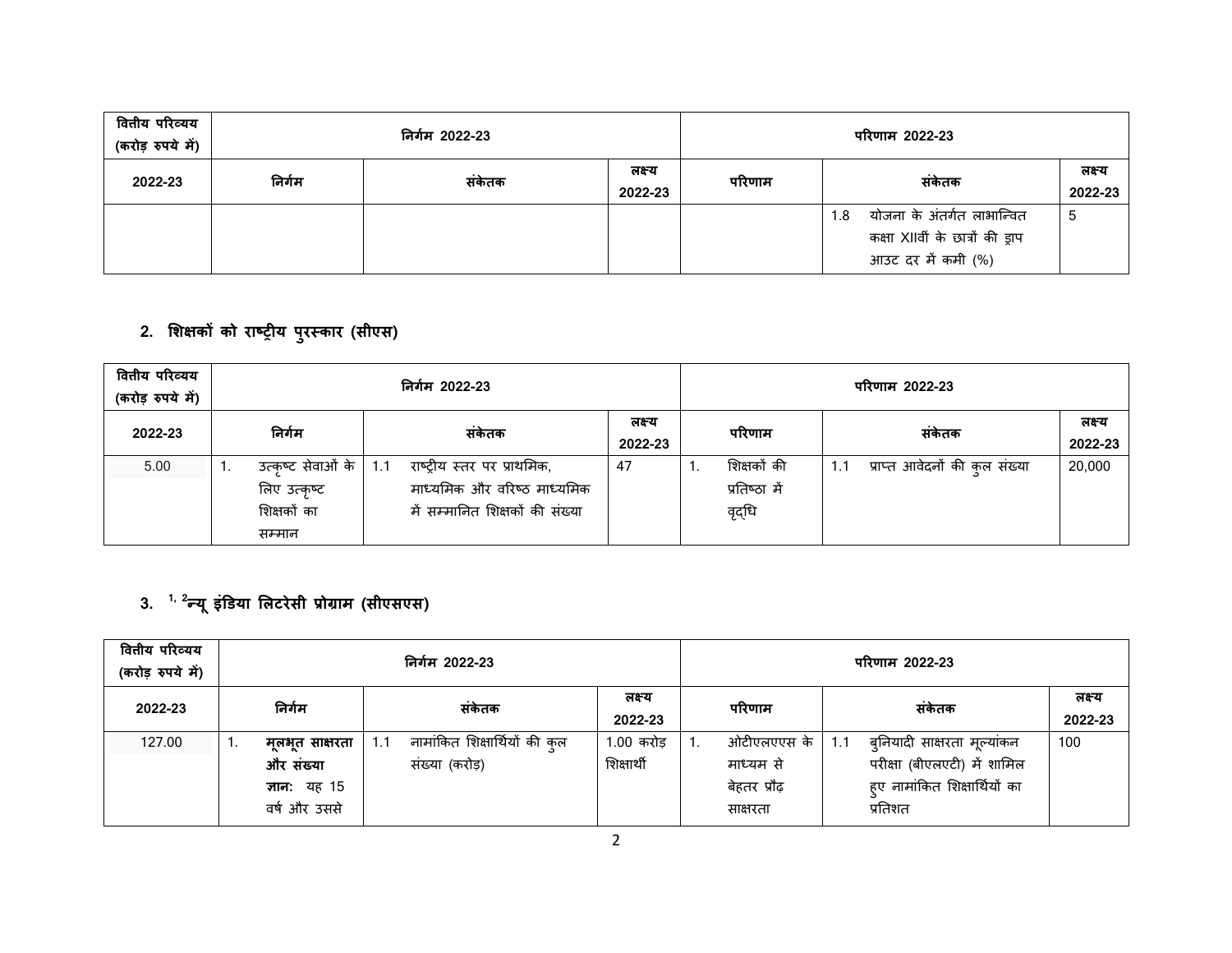| वित्तीय परिव्यय (करोड़ रुपये में) | निर्गम 2022-23 | | | परिणाम 2022-23 | | |
|---|---|---|---|---|---|---|
| 2022-23 | निर्गम | संकेतक | लक्ष्य 2022-23 | परिणाम | संकेतक | लक्ष्य 2022-23 |
| | | | | | 1.8 योजना के अंतर्गत लाभान्वित कक्षा XIIवीं के छात्रों की ड्राप आउट दर में कमी (%) | 5 |

## 2. शिक्षकों को राष्ट्रीय पुरस्कार (सीएस)

| वित्तीय परिव्यय (करोड़ रुपये में) | निर्गम 2022-23 | | | परिणाम 2022-23 | | |
|---|---|---|---|---|---|---|
| 2022-23 | निर्गम | संकेतक | लक्ष्य 2022-23 | परिणाम | संकेतक | लक्ष्य 2022-23 |
| 5.00 | 1. उत्कृष्ट सेवाओं के लिए उत्कृष्ट शिक्षकों का सम्मान | 1.1 राष्ट्रीय स्तर पर प्राथमिक, माध्यमिक और वरिष्ठ माध्यमिक में सम्मानित शिक्षकों की संख्या | 47 | 1. शिक्षकों की प्रतिष्ठा में वृद्धि | 1.1 प्राप्त आवेदनों की कुल संख्या | 20,000 |

## 3. [1, 2]न्यू इंडिया लिटरेसी प्रोग्राम (सीएसएस)

| वित्तीय परिव्यय (करोड़ रुपये में) | निर्गम 2022-23 | | | परिणाम 2022-23 | | |
|---|---|---|---|---|---|---|
| 2022-23 | निर्गम | संकेतक | लक्ष्य 2022-23 | परिणाम | संकेतक | लक्ष्य 2022-23 |
| 127.00 | 1. **मूलभूत साक्षरता और संख्या ज्ञान:** यह 15 वर्ष और उससे | 1.1 नामांकित शिक्षार्थियों की कुल संख्या (करोड़) | 1.00 करोड़ शिक्षार्थी | 1. ओटीएलएएस के माध्यम से बेहतर प्रौढ़ साक्षरता | 1.1 बुनियादी साक्षरता मूल्यांकन परीक्षा (बीएलएटी) में शामिल हुए नामांकित शिक्षार्थियों का प्रतिशत | 100 |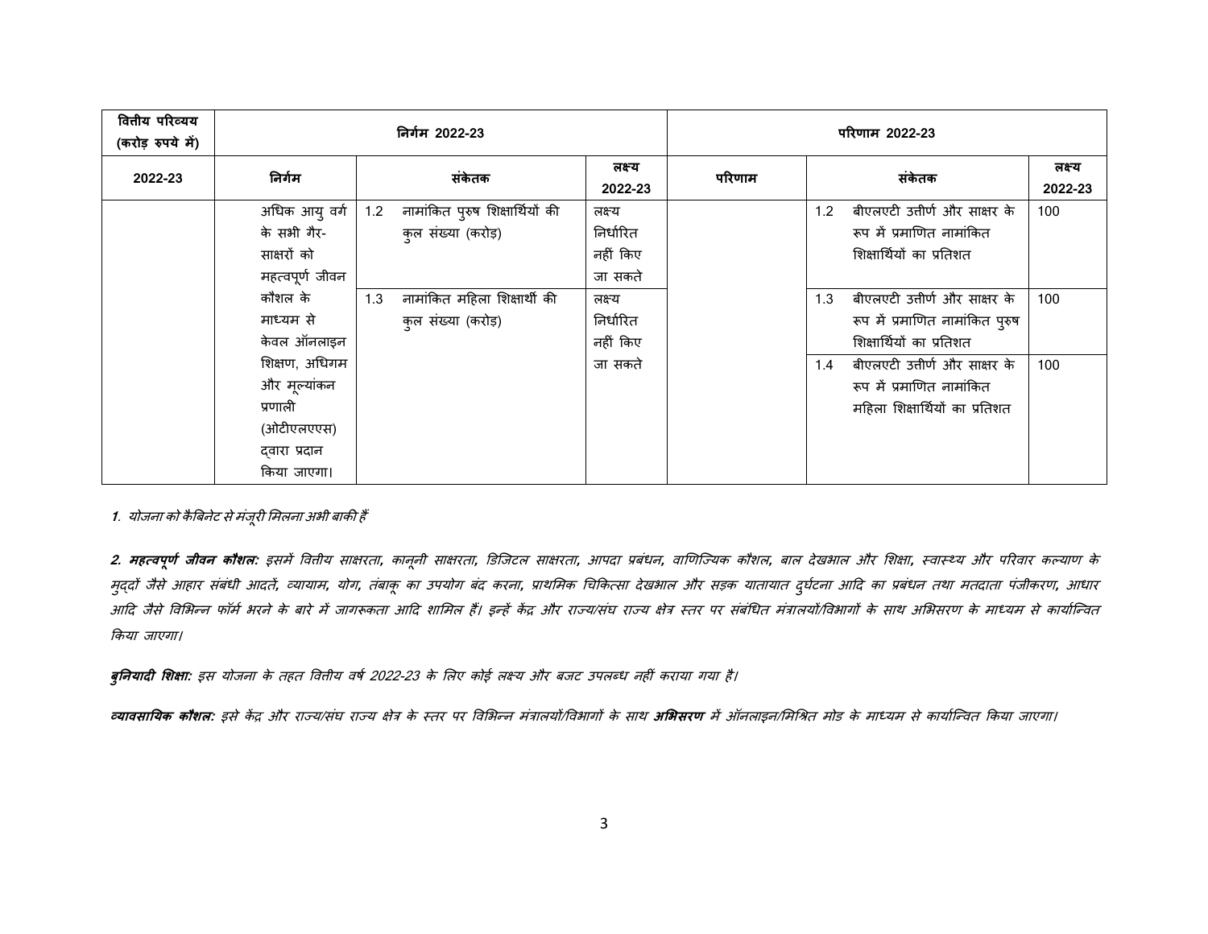| वित्तीय परिव्यय (करोड़ रुपये में) | निर्गम 2022-23 | | | परिणाम 2022-23 | | |
|---|---|---|---|---|---|---|
| 2022-23 | निर्गम | संकेतक | लक्ष्य 2022-23 | परिणाम | संकेतक | लक्ष्य 2022-23 |
| | अधिक आयु वर्ग के सभी गैर-साक्षरों को महत्वपूर्ण जीवन कौशल के माध्यम से केवल ऑनलाइन शिक्षण, अधिगम और मूल्यांकन प्रणाली (ओटीएलएएस) द्वारा प्रदान किया जाएगा। | 1.2 नामांकित पुरुष शिक्षार्थियों की कुल संख्या (करोड़) | लक्ष्य निर्धारित नहीं किए जा सकते | | 1.2 बीएलएटी उत्तीर्ण और साक्षर के रूप में प्रमाणित नामांकित शिक्षार्थियों का प्रतिशत | 100 |
| | | 1.3 नामांकित महिला शिक्षार्थी की कुल संख्या (करोड़) | लक्ष्य निर्धारित नहीं किए जा सकते | | 1.3 बीएलएटी उत्तीर्ण और साक्षर के रूप में प्रमाणित नामांकित पुरुष शिक्षार्थियों का प्रतिशत | 100 |
| | | | | | 1.4 बीएलएटी उत्तीर्ण और साक्षर के रूप में प्रमाणित नामांकित महिला शिक्षार्थियों का प्रतिशत | 100 |

*1. योजना को कैबिनेट से मंज़ूरी मिलना अभी बाकी हैं*

***2. महत्वपूर्ण जीवन कौशल:*** *इसमें वित्तीय साक्षरता, कानूनी साक्षरता, डिजिटल साक्षरता, आपदा प्रबंधन, वाणिज्यिक कौशल, बाल देखभाल और शिक्षा, स्वास्थ्य और परिवार कल्याण के मुद्दों जैसे आहार संबंधी आदतें, व्यायाम, योग, तंबाकू का उपयोग बंद करना, प्राथमिक चिकित्सा देखभाल और सड़क यातायात दुर्घटना आदि का प्रबंधन तथा मतदाता पंजीकरण, आधार आदि जैसे विभिन्न फॉर्म भरने के बारे में जागरूकता आदि शामिल हैं। इन्हें केंद्र और राज्य/संघ राज्य क्षेत्र स्तर पर संबंधित मंत्रालयों/विभागों के साथ अभिसरण के माध्यम से कार्यान्वित किया जाएगा।*

***बुनियादी शिक्षा:*** *इस योजना के तहत वित्तीय वर्ष 2022-23 के लिए कोई लक्ष्य और बजट उपलब्ध नहीं कराया गया है।*

***व्यावसायिक कौशल:*** *इसे केंद्र और राज्य/संघ राज्य क्षेत्र के स्तर पर विभिन्न मंत्रालयों/विभागों के साथ **अभिसरण** में ऑनलाइन/मिश्रित मोड के माध्यम से कार्यान्वित किया जाएगा।*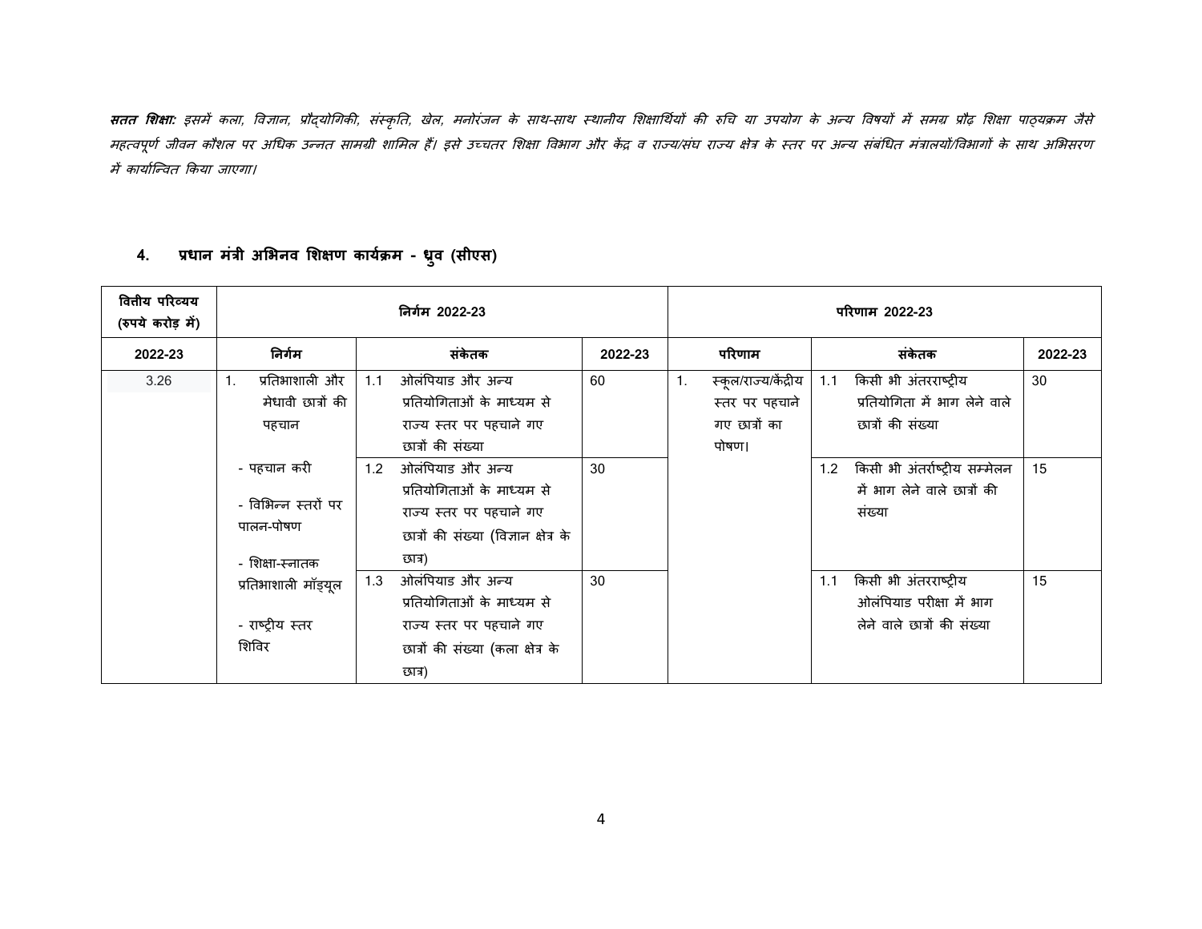***सतत शिक्षा:*** *इसमें कला, विज्ञान, प्रौद्योगिकी, संस्कृति, खेल, मनोरंजन के साथ-साथ स्थानीय शिक्षार्थियों की रुचि या उपयोग के अन्य विषयों में समग्र प्रौढ़ शिक्षा पाठ्यक्रम जैसे महत्वपूर्ण जीवन कौशल पर अधिक उन्नत सामग्री शामिल हैं। इसे उच्चतर शिक्षा विभाग और केंद्र व राज्य/संघ राज्य क्षेत्र के स्तर पर अन्य संबंधित मंत्रालयों/विभागों के साथ अभिसरण में कार्यान्वित किया जाएगा।*

### 4. प्रधान मंत्री अभिनव शिक्षण कार्यक्रम - ध्रुव (सीएस)

| वित्तीय परिव्यय (रुपये करोड़ में) | निर्गम 2022-23 | | | परिणाम 2022-23 | | |
|---|---|---|---|---|---|---|
| 2022-23 | निर्गम | संकेतक | 2022-23 | परिणाम | संकेतक | 2022-23 |
| 3.26 | 1. प्रतिभाशाली और मेधावी छात्रों की पहचान<br>- पहचान करी<br>- विभिन्न स्तरों पर पालन-पोषण<br>- शिक्षा-स्नातक प्रतिभाशाली मॉड्यूल<br>- राष्ट्रीय स्तर शिविर | 1.1 ओलंपियाड और अन्य प्रतियोगिताओं के माध्यम से राज्य स्तर पर पहचाने गए छात्रों की संख्या | 60 | 1. स्कूल/राज्य/केंद्रीय स्तर पर पहचाने गए छात्रों का पोषण। | 1.1 किसी भी अंतरराष्ट्रीय प्रतियोगिता में भाग लेने वाले छात्रों की संख्या | 30 |
| | | 1.2 ओलंपियाड और अन्य प्रतियोगिताओं के माध्यम से राज्य स्तर पर पहचाने गए छात्रों की संख्या (विज्ञान क्षेत्र के छात्र) | 30 | | 1.2 किसी भी अंतर्राष्ट्रीय सम्मेलन में भाग लेने वाले छात्रों की संख्या | 15 |
| | | 1.3 ओलंपियाड और अन्य प्रतियोगिताओं के माध्यम से राज्य स्तर पर पहचाने गए छात्रों की संख्या (कला क्षेत्र के छात्र) | 30 | | 1.1 किसी भी अंतरराष्ट्रीय ओलंपियाड परीक्षा में भाग लेने वाले छात्रों की संख्या | 15 |